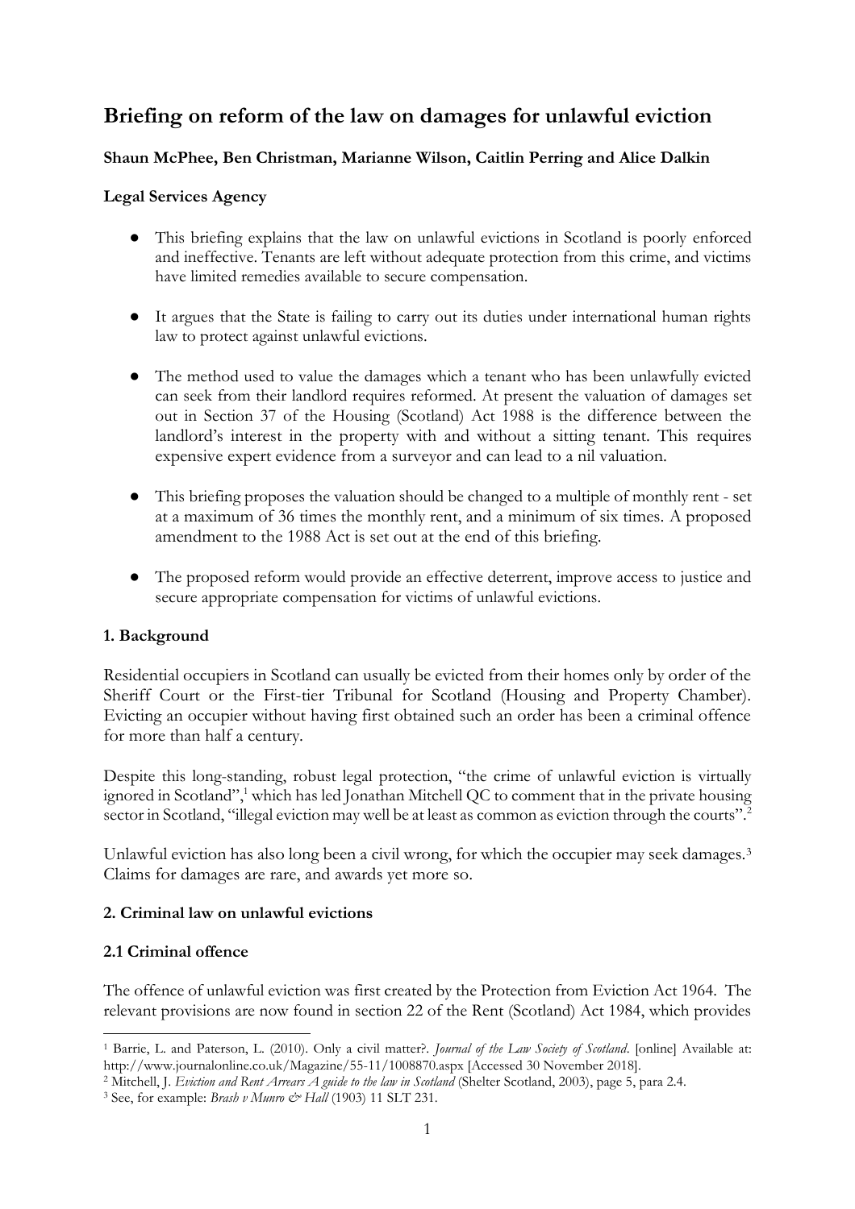# Briefing on reform of the law on damages for unlawful eviction

**Shaun McPhee, Ben Christman, Marianne Wilson, Caitlin Perring and Alice Dalkin**

**Legal Services Agency**

- This briefing explains that the law on unlawful evictions in Scotland is poorly enforced and ineffective. Tenants are left without adequate protection from this crime, and victims have limited remedies available to secure compensation.
- It argues that the State is failing to carry out its duties under international human rights law to protect against unlawful evictions.
- The method used to value the damages which a tenant who has been unlawfully evicted can seek from their landlord requires reformed. At present the valuation of damages set out in Section 37 of the Housing (Scotland) Act 1988 is the difference between the landlord's interest in the property with and without a sitting tenant. This requires expensive expert evidence from a surveyor and can lead to a nil valuation.
- This briefing proposes the valuation should be changed to a multiple of monthly rent - set at a maximum of 36 times the monthly rent, and a minimum of six times. A proposed amendment to the 1988 Act is set out at the end of this briefing.
- The proposed reform would provide an effective deterrent, improve access to justice and secure appropriate compensation for victims of unlawful evictions.

## 1. Background

Residential occupiers in Scotland can usually be evicted from their homes only by order of the Sheriff Court or the First-tier Tribunal for Scotland (Housing and Property Chamber). Evicting an occupier without having first obtained such an order has been a criminal offence for more than half a century.

Despite this long-standing, robust legal protection, "the crime of unlawful eviction is virtually ignored in Scotland",[1] which has led Jonathan Mitchell QC to comment that in the private housing sector in Scotland, "illegal eviction may well be at least as common as eviction through the courts".[2]

Unlawful eviction has also long been a civil wrong, for which the occupier may seek damages.[3] Claims for damages are rare, and awards yet more so.

## 2. Criminal law on unlawful evictions

### 2.1 Criminal offence

The offence of unlawful eviction was first created by the Protection from Eviction Act 1964. The relevant provisions are now found in section 22 of the Rent (Scotland) Act 1984, which provides

---

[1] Barrie, L. and Paterson, L. (2010). Only a civil matter?. *Journal of the Law Society of Scotland*. [online] Available at: http://www.journalonline.co.uk/Magazine/55-11/1008870.aspx [Accessed 30 November 2018].

[2] Mitchell, J. *Eviction and Rent Arrears A guide to the law in Scotland* (Shelter Scotland, 2003), page 5, para 2.4.

[3] See, for example: *Brash v Munro & Hall* (1903) 11 SLT 231.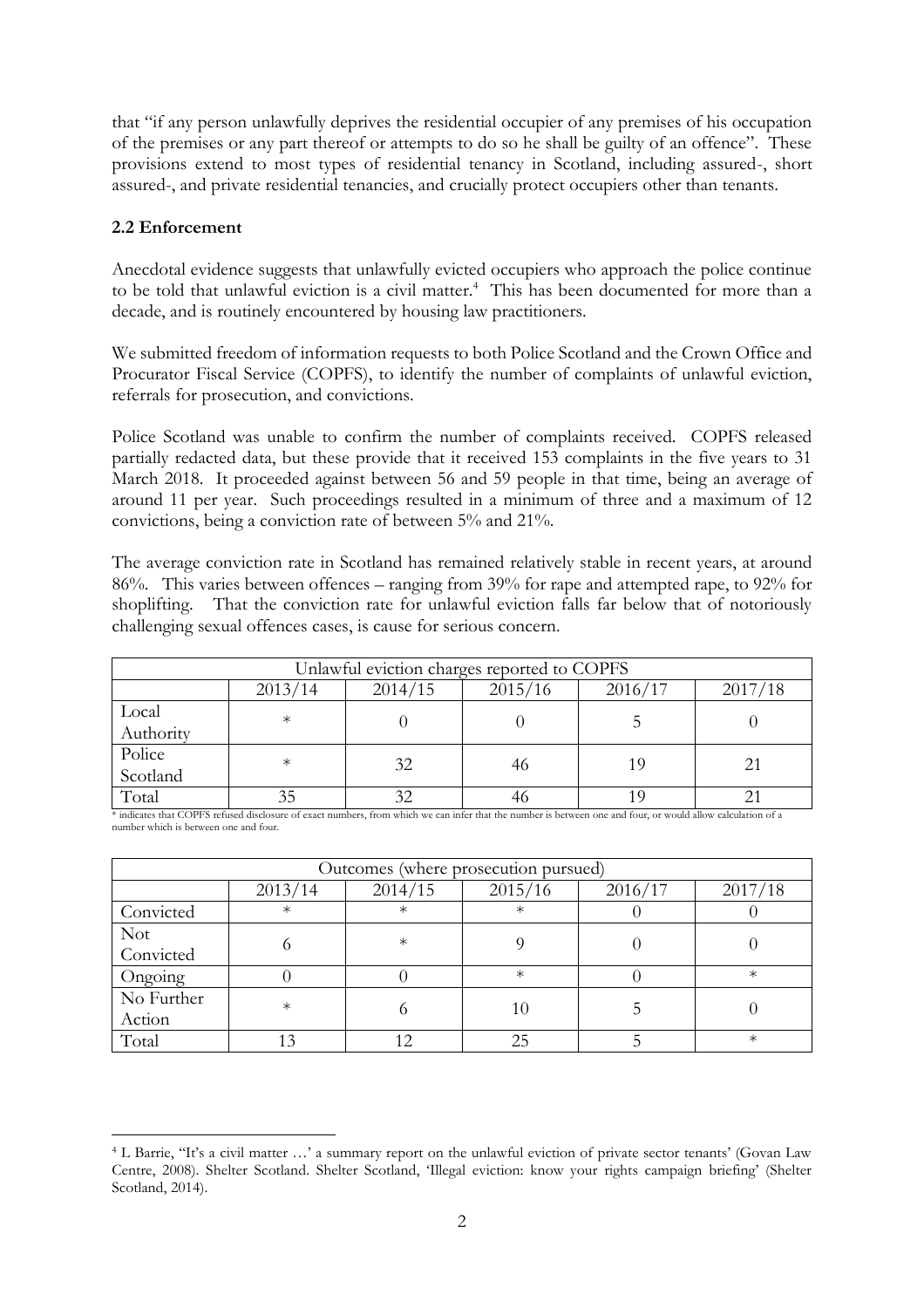that "if any person unlawfully deprives the residential occupier of any premises of his occupation of the premises or any part thereof or attempts to do so he shall be guilty of an offence". These provisions extend to most types of residential tenancy in Scotland, including assured-, short assured-, and private residential tenancies, and crucially protect occupiers other than tenants.

### 2.2 Enforcement

Anecdotal evidence suggests that unlawfully evicted occupiers who approach the police continue to be told that unlawful eviction is a civil matter.[4] This has been documented for more than a decade, and is routinely encountered by housing law practitioners.

We submitted freedom of information requests to both Police Scotland and the Crown Office and Procurator Fiscal Service (COPFS), to identify the number of complaints of unlawful eviction, referrals for prosecution, and convictions.

Police Scotland was unable to confirm the number of complaints received. COPFS released partially redacted data, but these provide that it received 153 complaints in the five years to 31 March 2018. It proceeded against between 56 and 59 people in that time, being an average of around 11 per year. Such proceedings resulted in a minimum of three and a maximum of 12 convictions, being a conviction rate of between 5% and 21%.

The average conviction rate in Scotland has remained relatively stable in recent years, at around 86%. This varies between offences – ranging from 39% for rape and attempted rape, to 92% for shoplifting. That the conviction rate for unlawful eviction falls far below that of notoriously challenging sexual offences cases, is cause for serious concern.

| Unlawful eviction charges reported to COPFS | | | | | |
|---|---|---|---|---|---|
| | 2013/14 | 2014/15 | 2015/16 | 2016/17 | 2017/18 |
| Local Authority | * | 0 | 0 | 5 | 0 |
| Police Scotland | * | 32 | 46 | 19 | 21 |
| Total | 35 | 32 | 46 | 19 | 21 |

\* indicates that COPFS refused disclosure of exact numbers, from which we can infer that the number is between one and four, or would allow calculation of a number which is between one and four.

| Outcomes (where prosecution pursued) | | | | | |
|---|---|---|---|---|---|
| | 2013/14 | 2014/15 | 2015/16 | 2016/17 | 2017/18 |
| Convicted | * | * | * | 0 | 0 |
| Not Convicted | 6 | * | 9 | 0 | 0 |
| Ongoing | 0 | 0 | * | 0 | * |
| No Further Action | * | 6 | 10 | 5 | 0 |
| Total | 13 | 12 | 25 | 5 | * |

[4] L Barrie, "It's a civil matter …' a summary report on the unlawful eviction of private sector tenants' (Govan Law Centre, 2008). Shelter Scotland. Shelter Scotland, 'Illegal eviction: know your rights campaign briefing' (Shelter Scotland, 2014).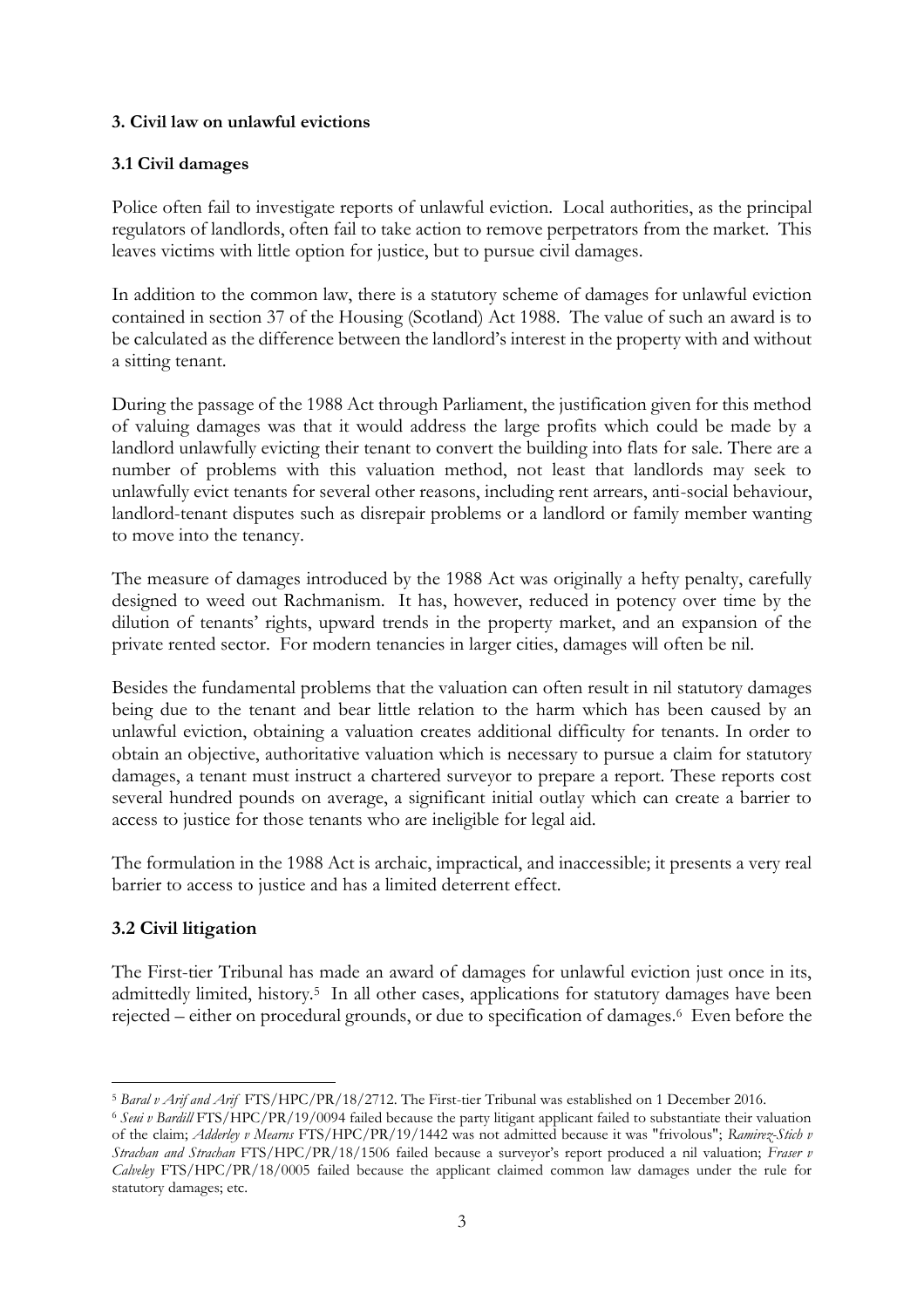### 3. Civil law on unlawful evictions

### 3.1 Civil damages

Police often fail to investigate reports of unlawful eviction. Local authorities, as the principal regulators of landlords, often fail to take action to remove perpetrators from the market. This leaves victims with little option for justice, but to pursue civil damages.

In addition to the common law, there is a statutory scheme of damages for unlawful eviction contained in section 37 of the Housing (Scotland) Act 1988. The value of such an award is to be calculated as the difference between the landlord's interest in the property with and without a sitting tenant.

During the passage of the 1988 Act through Parliament, the justification given for this method of valuing damages was that it would address the large profits which could be made by a landlord unlawfully evicting their tenant to convert the building into flats for sale. There are a number of problems with this valuation method, not least that landlords may seek to unlawfully evict tenants for several other reasons, including rent arrears, anti-social behaviour, landlord-tenant disputes such as disrepair problems or a landlord or family member wanting to move into the tenancy.

The measure of damages introduced by the 1988 Act was originally a hefty penalty, carefully designed to weed out Rachmanism. It has, however, reduced in potency over time by the dilution of tenants' rights, upward trends in the property market, and an expansion of the private rented sector. For modern tenancies in larger cities, damages will often be nil.

Besides the fundamental problems that the valuation can often result in nil statutory damages being due to the tenant and bear little relation to the harm which has been caused by an unlawful eviction, obtaining a valuation creates additional difficulty for tenants. In order to obtain an objective, authoritative valuation which is necessary to pursue a claim for statutory damages, a tenant must instruct a chartered surveyor to prepare a report. These reports cost several hundred pounds on average, a significant initial outlay which can create a barrier to access to justice for those tenants who are ineligible for legal aid.

The formulation in the 1988 Act is archaic, impractical, and inaccessible; it presents a very real barrier to access to justice and has a limited deterrent effect.

### 3.2 Civil litigation

The First-tier Tribunal has made an award of damages for unlawful eviction just once in its, admittedly limited, history.[5] In all other cases, applications for statutory damages have been rejected – either on procedural grounds, or due to specification of damages.[6] Even before the

---

[5] *Baral v Arif and Arif* FTS/HPC/PR/18/2712. The First-tier Tribunal was established on 1 December 2016.

[6] *Seui v Bardill* FTS/HPC/PR/19/0094 failed because the party litigant applicant failed to substantiate their valuation of the claim; *Adderley v Mearns* FTS/HPC/PR/19/1442 was not admitted because it was "frivolous"; *Ramirez-Stich v Strachan and Strachan* FTS/HPC/PR/18/1506 failed because a surveyor's report produced a nil valuation; *Fraser v Calveley* FTS/HPC/PR/18/0005 failed because the applicant claimed common law damages under the rule for statutory damages; etc.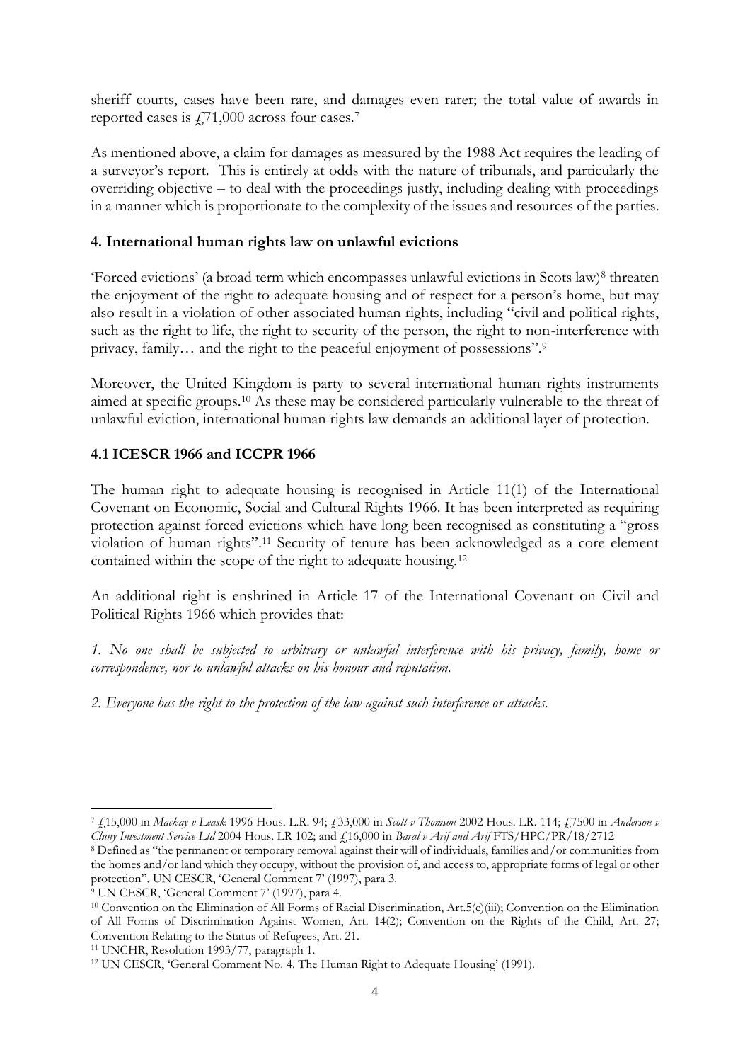sheriff courts, cases have been rare, and damages even rarer; the total value of awards in reported cases is £71,000 across four cases.[7]

As mentioned above, a claim for damages as measured by the 1988 Act requires the leading of a surveyor's report. This is entirely at odds with the nature of tribunals, and particularly the overriding objective – to deal with the proceedings justly, including dealing with proceedings in a manner which is proportionate to the complexity of the issues and resources of the parties.

## 4. International human rights law on unlawful evictions

'Forced evictions' (a broad term which encompasses unlawful evictions in Scots law)[8] threaten the enjoyment of the right to adequate housing and of respect for a person's home, but may also result in a violation of other associated human rights, including "civil and political rights, such as the right to life, the right to security of the person, the right to non-interference with privacy, family… and the right to the peaceful enjoyment of possessions".[9]

Moreover, the United Kingdom is party to several international human rights instruments aimed at specific groups.[10] As these may be considered particularly vulnerable to the threat of unlawful eviction, international human rights law demands an additional layer of protection.

### 4.1 ICESCR 1966 and ICCPR 1966

The human right to adequate housing is recognised in Article 11(1) of the International Covenant on Economic, Social and Cultural Rights 1966. It has been interpreted as requiring protection against forced evictions which have long been recognised as constituting a "gross violation of human rights".[11] Security of tenure has been acknowledged as a core element contained within the scope of the right to adequate housing.[12]

An additional right is enshrined in Article 17 of the International Covenant on Civil and Political Rights 1966 which provides that:

*1. No one shall be subjected to arbitrary or unlawful interference with his privacy, family, home or correspondence, nor to unlawful attacks on his honour and reputation.*

*2. Everyone has the right to the protection of the law against such interference or attacks.*

---

[7] £15,000 in *Mackay v Leask* 1996 Hous. L.R. 94; £33,000 in *Scott v Thomson* 2002 Hous. LR. 114; £7500 in *Anderson v Cluny Investment Service Ltd* 2004 Hous. LR 102; and £16,000 in *Baral v Arif and Arif* FTS/HPC/PR/18/2712

[8] Defined as "the permanent or temporary removal against their will of individuals, families and/or communities from the homes and/or land which they occupy, without the provision of, and access to, appropriate forms of legal or other protection", UN CESCR, 'General Comment 7' (1997), para 3.

[9] UN CESCR, 'General Comment 7' (1997), para 4.

[10] Convention on the Elimination of All Forms of Racial Discrimination, Art.5(e)(iii); Convention on the Elimination of All Forms of Discrimination Against Women, Art. 14(2); Convention on the Rights of the Child, Art. 27; Convention Relating to the Status of Refugees, Art. 21.

[11] UNCHR, Resolution 1993/77, paragraph 1.

[12] UN CESCR, 'General Comment No. 4. The Human Right to Adequate Housing' (1991).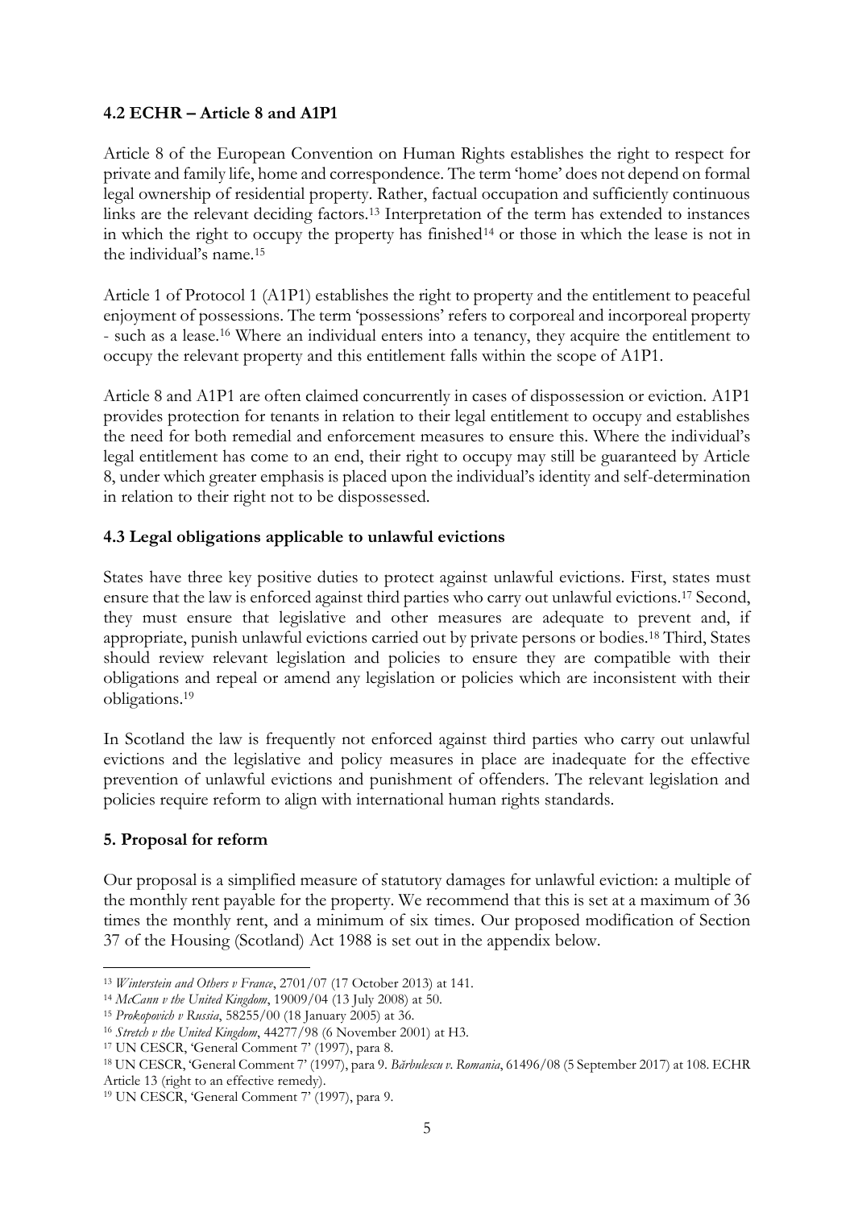### 4.2 ECHR – Article 8 and A1P1

Article 8 of the European Convention on Human Rights establishes the right to respect for private and family life, home and correspondence. The term 'home' does not depend on formal legal ownership of residential property. Rather, factual occupation and sufficiently continuous links are the relevant deciding factors.[13] Interpretation of the term has extended to instances in which the right to occupy the property has finished[14] or those in which the lease is not in the individual's name.[15]

Article 1 of Protocol 1 (A1P1) establishes the right to property and the entitlement to peaceful enjoyment of possessions. The term 'possessions' refers to corporeal and incorporeal property - such as a lease.[16] Where an individual enters into a tenancy, they acquire the entitlement to occupy the relevant property and this entitlement falls within the scope of A1P1.

Article 8 and A1P1 are often claimed concurrently in cases of dispossession or eviction. A1P1 provides protection for tenants in relation to their legal entitlement to occupy and establishes the need for both remedial and enforcement measures to ensure this. Where the individual's legal entitlement has come to an end, their right to occupy may still be guaranteed by Article 8, under which greater emphasis is placed upon the individual's identity and self-determination in relation to their right not to be dispossessed.

### 4.3 Legal obligations applicable to unlawful evictions

States have three key positive duties to protect against unlawful evictions. First, states must ensure that the law is enforced against third parties who carry out unlawful evictions.[17] Second, they must ensure that legislative and other measures are adequate to prevent and, if appropriate, punish unlawful evictions carried out by private persons or bodies.[18] Third, States should review relevant legislation and policies to ensure they are compatible with their obligations and repeal or amend any legislation or policies which are inconsistent with their obligations.[19]

In Scotland the law is frequently not enforced against third parties who carry out unlawful evictions and the legislative and policy measures in place are inadequate for the effective prevention of unlawful evictions and punishment of offenders. The relevant legislation and policies require reform to align with international human rights standards.

## 5. Proposal for reform

Our proposal is a simplified measure of statutory damages for unlawful eviction: a multiple of the monthly rent payable for the property. We recommend that this is set at a maximum of 36 times the monthly rent, and a minimum of six times. Our proposed modification of Section 37 of the Housing (Scotland) Act 1988 is set out in the appendix below.

---

[13] *Winterstein and Others v France*, 2701/07 (17 October 2013) at 141.

[14] *McCann v the United Kingdom*, 19009/04 (13 July 2008) at 50.

[15] *Prokopovich v Russia*, 58255/00 (18 January 2005) at 36.

[16] *Stretch v the United Kingdom*, 44277/98 (6 November 2001) at H3.

[17] UN CESCR, 'General Comment 7' (1997), para 8.

[18] UN CESCR, 'General Comment 7' (1997), para 9. *Bărbulescu v. Romania*, 61496/08 (5 September 2017) at 108. ECHR Article 13 (right to an effective remedy).

[19] UN CESCR, 'General Comment 7' (1997), para 9.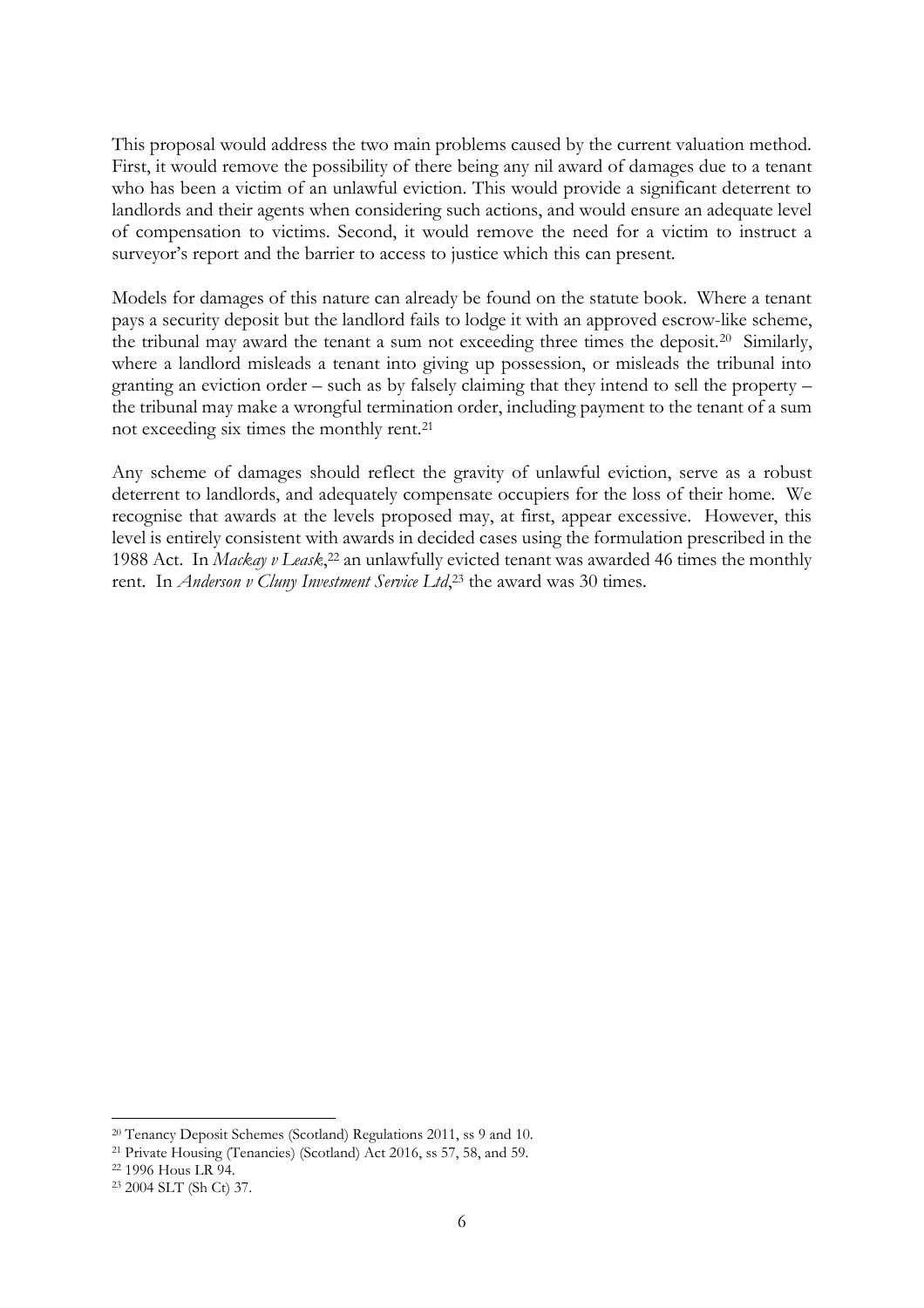This proposal would address the two main problems caused by the current valuation method. First, it would remove the possibility of there being any nil award of damages due to a tenant who has been a victim of an unlawful eviction. This would provide a significant deterrent to landlords and their agents when considering such actions, and would ensure an adequate level of compensation to victims. Second, it would remove the need for a victim to instruct a surveyor's report and the barrier to access to justice which this can present.

Models for damages of this nature can already be found on the statute book. Where a tenant pays a security deposit but the landlord fails to lodge it with an approved escrow-like scheme, the tribunal may award the tenant a sum not exceeding three times the deposit.[20] Similarly, where a landlord misleads a tenant into giving up possession, or misleads the tribunal into granting an eviction order – such as by falsely claiming that they intend to sell the property – the tribunal may make a wrongful termination order, including payment to the tenant of a sum not exceeding six times the monthly rent.[21]

Any scheme of damages should reflect the gravity of unlawful eviction, serve as a robust deterrent to landlords, and adequately compensate occupiers for the loss of their home. We recognise that awards at the levels proposed may, at first, appear excessive. However, this level is entirely consistent with awards in decided cases using the formulation prescribed in the 1988 Act. In *Mackay v Leask*,[22] an unlawfully evicted tenant was awarded 46 times the monthly rent. In *Anderson v Cluny Investment Service Ltd*,[23] the award was 30 times.

---

[20] Tenancy Deposit Schemes (Scotland) Regulations 2011, ss 9 and 10.

[21] Private Housing (Tenancies) (Scotland) Act 2016, ss 57, 58, and 59.

[22] 1996 Hous LR 94.

[23] 2004 SLT (Sh Ct) 37.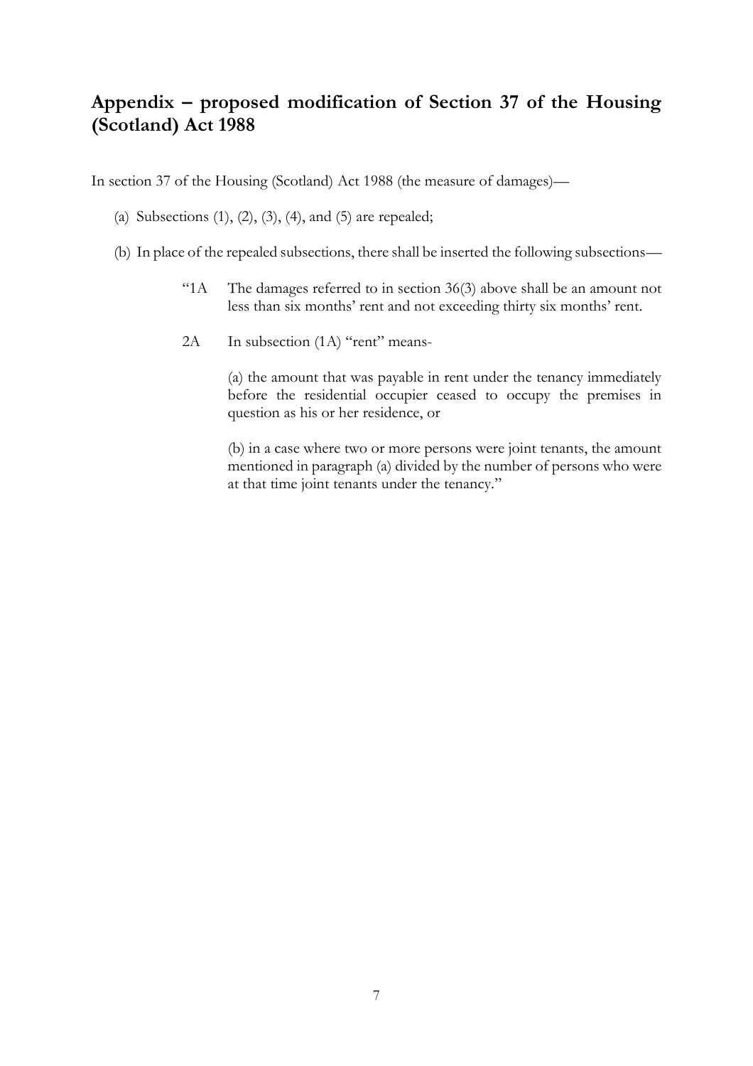## Appendix – proposed modification of Section 37 of the Housing (Scotland) Act 1988

In section 37 of the Housing (Scotland) Act 1988 (the measure of damages)—

(a) Subsections (1), (2), (3), (4), and (5) are repealed;

(b) In place of the repealed subsections, there shall be inserted the following subsections—

> "1A The damages referred to in section 36(3) above shall be an amount not less than six months' rent and not exceeding thirty six months' rent.
>
> 2A In subsection (1A) "rent" means-
>
> (a) the amount that was payable in rent under the tenancy immediately before the residential occupier ceased to occupy the premises in question as his or her residence, or
>
> (b) in a case where two or more persons were joint tenants, the amount mentioned in paragraph (a) divided by the number of persons who were at that time joint tenants under the tenancy."